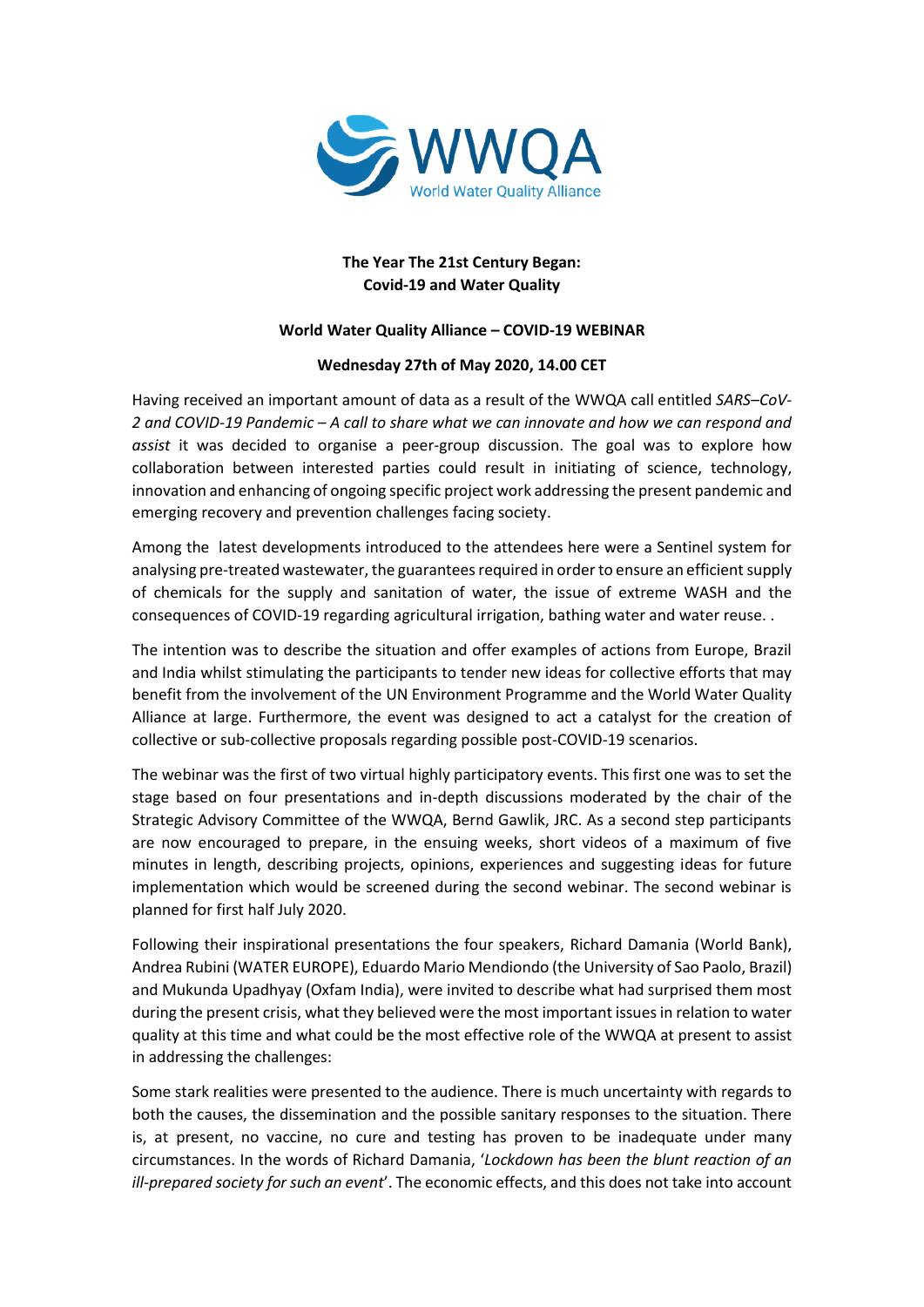WWQA
World Water Quality Alliance

**The Year The 21st Century Began:**
**Covid-19 and Water Quality**

**World Water Quality Alliance – COVID-19 WEBINAR**

**Wednesday 27th of May 2020, 14.00 CET**

Having received an important amount of data as a result of the WWQA call entitled *SARS–CoV-2 and COVID-19 Pandemic – A call to share what we can innovate and how we can respond and assist* it was decided to organise a peer-group discussion. The goal was to explore how collaboration between interested parties could result in initiating of science, technology, innovation and enhancing of ongoing specific project work addressing the present pandemic and emerging recovery and prevention challenges facing society.

Among the latest developments introduced to the attendees here were a Sentinel system for analysing pre-treated wastewater, the guarantees required in order to ensure an efficient supply of chemicals for the supply and sanitation of water, the issue of extreme WASH and the consequences of COVID-19 regarding agricultural irrigation, bathing water and water reuse. .

The intention was to describe the situation and offer examples of actions from Europe, Brazil and India whilst stimulating the participants to tender new ideas for collective efforts that may benefit from the involvement of the UN Environment Programme and the World Water Quality Alliance at large. Furthermore, the event was designed to act a catalyst for the creation of collective or sub-collective proposals regarding possible post-COVID-19 scenarios.

The webinar was the first of two virtual highly participatory events. This first one was to set the stage based on four presentations and in-depth discussions moderated by the chair of the Strategic Advisory Committee of the WWQA, Bernd Gawlik, JRC. As a second step participants are now encouraged to prepare, in the ensuing weeks, short videos of a maximum of five minutes in length, describing projects, opinions, experiences and suggesting ideas for future implementation which would be screened during the second webinar. The second webinar is planned for first half July 2020.

Following their inspirational presentations the four speakers, Richard Damania (World Bank), Andrea Rubini (WATER EUROPE), Eduardo Mario Mendiondo (the University of Sao Paolo, Brazil) and Mukunda Upadhyay (Oxfam India), were invited to describe what had surprised them most during the present crisis, what they believed were the most important issues in relation to water quality at this time and what could be the most effective role of the WWQA at present to assist in addressing the challenges:

Some stark realities were presented to the audience. There is much uncertainty with regards to both the causes, the dissemination and the possible sanitary responses to the situation. There is, at present, no vaccine, no cure and testing has proven to be inadequate under many circumstances. In the words of Richard Damania, '*Lockdown has been the blunt reaction of an ill-prepared society for such an event*'. The economic effects, and this does not take into account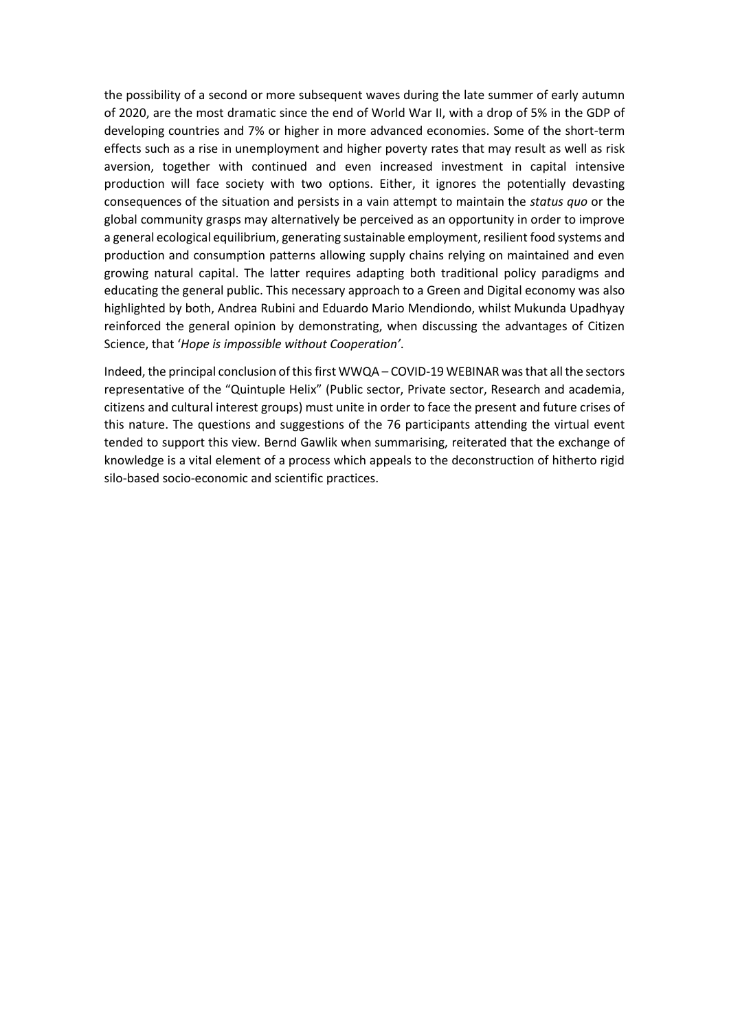the possibility of a second or more subsequent waves during the late summer of early autumn of 2020, are the most dramatic since the end of World War II, with a drop of 5% in the GDP of developing countries and 7% or higher in more advanced economies. Some of the short-term effects such as a rise in unemployment and higher poverty rates that may result as well as risk aversion, together with continued and even increased investment in capital intensive production will face society with two options. Either, it ignores the potentially devasting consequences of the situation and persists in a vain attempt to maintain the *status quo* or the global community grasps may alternatively be perceived as an opportunity in order to improve a general ecological equilibrium, generating sustainable employment, resilient food systems and production and consumption patterns allowing supply chains relying on maintained and even growing natural capital. The latter requires adapting both traditional policy paradigms and educating the general public. This necessary approach to a Green and Digital economy was also highlighted by both, Andrea Rubini and Eduardo Mario Mendiondo, whilst Mukunda Upadhyay reinforced the general opinion by demonstrating, when discussing the advantages of Citizen Science, that '*Hope is impossible without Cooperation'*.

Indeed, the principal conclusion of this first WWQA – COVID-19 WEBINAR was that all the sectors representative of the "Quintuple Helix" (Public sector, Private sector, Research and academia, citizens and cultural interest groups) must unite in order to face the present and future crises of this nature. The questions and suggestions of the 76 participants attending the virtual event tended to support this view. Bernd Gawlik when summarising, reiterated that the exchange of knowledge is a vital element of a process which appeals to the deconstruction of hitherto rigid silo-based socio-economic and scientific practices.